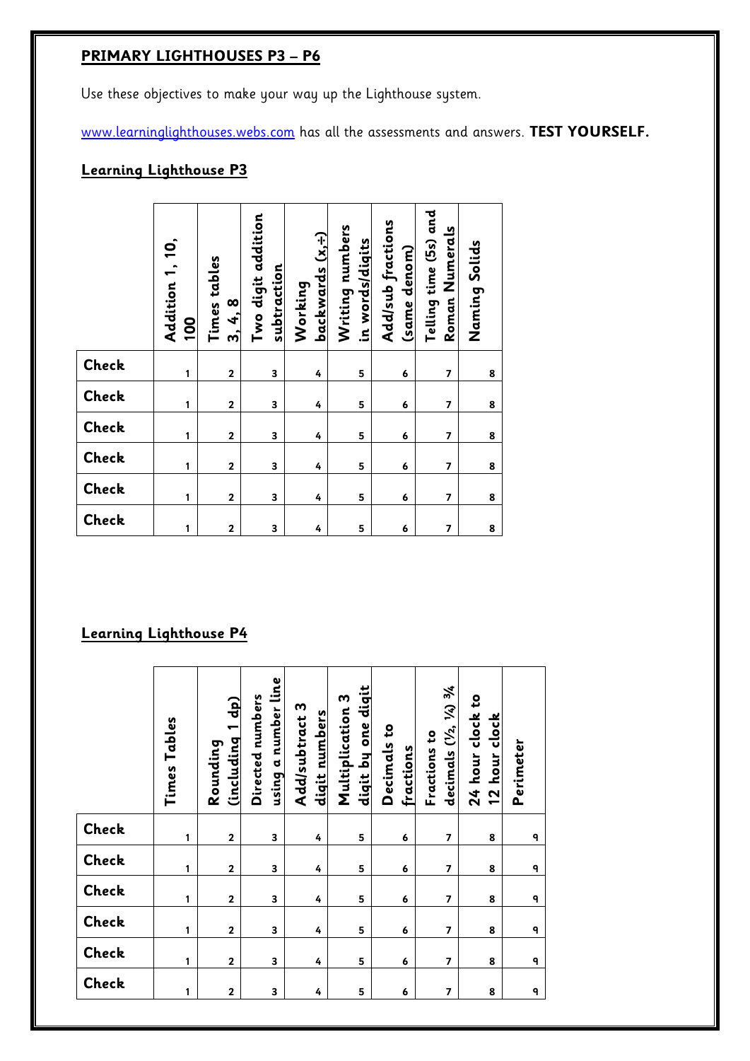**PRIMARY LIGHTHOUSES P3 – P6**

Use these objectives to make your way up the Lighthouse system.

www.learninglighthouses.webs.com has all the assessments and answers. **TEST YOURSELF.**

## Learning Lighthouse P3

| | Addition 1, 10, 100 | Times tables 3, 4, 8 | Two digit addition subtraction | Working backwards (x,÷) | Writing numbers in words/digits | Add/sub fractions (same denom) | Telling time (5s) and Roman Numerals | Naming Solids |
|---|---|---|---|---|---|---|---|---|
| Check | 1 | 2 | 3 | 4 | 5 | 6 | 7 | 8 |
| Check | 1 | 2 | 3 | 4 | 5 | 6 | 7 | 8 |
| Check | 1 | 2 | 3 | 4 | 5 | 6 | 7 | 8 |
| Check | 1 | 2 | 3 | 4 | 5 | 6 | 7 | 8 |
| Check | 1 | 2 | 3 | 4 | 5 | 6 | 7 | 8 |
| Check | 1 | 2 | 3 | 4 | 5 | 6 | 7 | 8 |

## Learning Lighthouse P4

| | Times Tables | Rounding (including 1 dp) | Directed numbers using a number line | Add/subtract 3 digit numbers | Multiplication 3 digit by one digit | Decimals to fractions | Fractions to decimals (½, ¼) ¾ | 24 hour clock to 12 hour clock | Perimeter |
|---|---|---|---|---|---|---|---|---|---|
| Check | 1 | 2 | 3 | 4 | 5 | 6 | 7 | 8 | 9 |
| Check | 1 | 2 | 3 | 4 | 5 | 6 | 7 | 8 | 9 |
| Check | 1 | 2 | 3 | 4 | 5 | 6 | 7 | 8 | 9 |
| Check | 1 | 2 | 3 | 4 | 5 | 6 | 7 | 8 | 9 |
| Check | 1 | 2 | 3 | 4 | 5 | 6 | 7 | 8 | 9 |
| Check | 1 | 2 | 3 | 4 | 5 | 6 | 7 | 8 | 9 |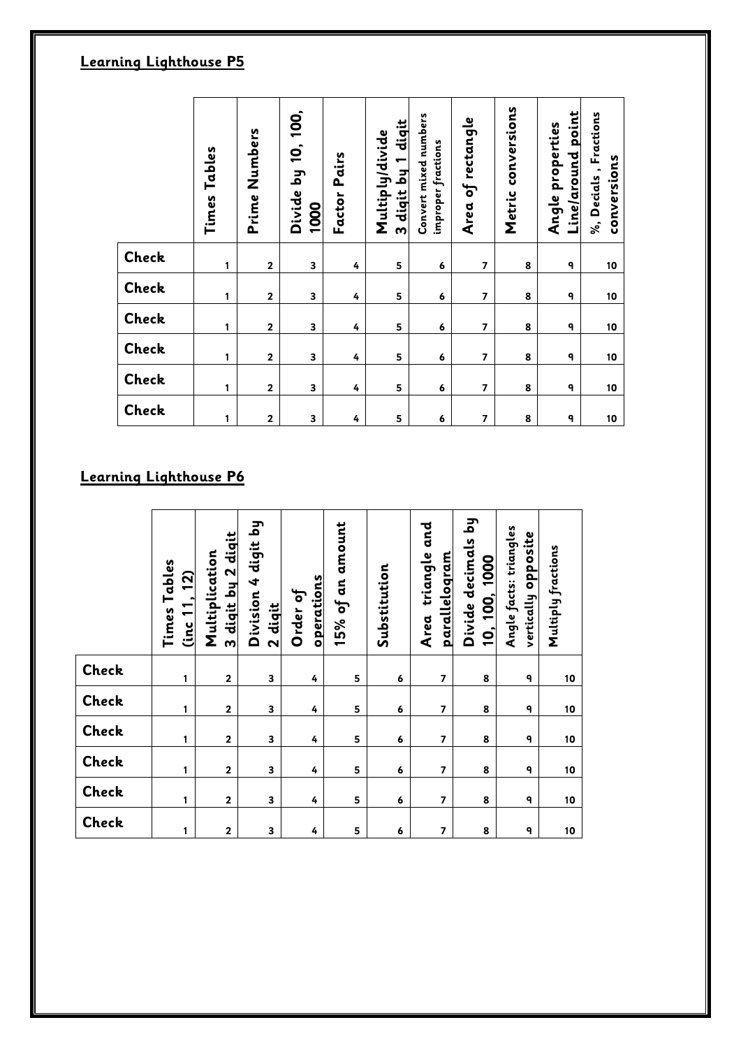## Learning Lighthouse P5

| | Times Tables | Prime Numbers | Divide by 10, 100, 1000 | Factor Pairs | Multiply/divide 3 digit by 1 digit | Convert mixed numbers improper fractions | Area of rectangle | Metric conversions | Angle properties Line/around point | %, Decials , Fractions conversions |
|---|---|---|---|---|---|---|---|---|---|---|
| Check | 1 | 2 | 3 | 4 | 5 | 6 | 7 | 8 | 9 | 10 |
| Check | 1 | 2 | 3 | 4 | 5 | 6 | 7 | 8 | 9 | 10 |
| Check | 1 | 2 | 3 | 4 | 5 | 6 | 7 | 8 | 9 | 10 |
| Check | 1 | 2 | 3 | 4 | 5 | 6 | 7 | 8 | 9 | 10 |
| Check | 1 | 2 | 3 | 4 | 5 | 6 | 7 | 8 | 9 | 10 |
| Check | 1 | 2 | 3 | 4 | 5 | 6 | 7 | 8 | 9 | 10 |

## Learning Lighthouse P6

| | Times Tables (inc 11, 12) | Multiplication 3 digit by 2 digit | Division 4 digit by 2 digit | Order of operations | 15% of an amount | Substitution | Area triangle and parallelogram | Divide decimals by 10, 100, 1000 | Angle facts: triangles vertically opposite | Multiply fractions |
|---|---|---|---|---|---|---|---|---|---|---|
| Check | 1 | 2 | 3 | 4 | 5 | 6 | 7 | 8 | 9 | 10 |
| Check | 1 | 2 | 3 | 4 | 5 | 6 | 7 | 8 | 9 | 10 |
| Check | 1 | 2 | 3 | 4 | 5 | 6 | 7 | 8 | 9 | 10 |
| Check | 1 | 2 | 3 | 4 | 5 | 6 | 7 | 8 | 9 | 10 |
| Check | 1 | 2 | 3 | 4 | 5 | 6 | 7 | 8 | 9 | 10 |
| Check | 1 | 2 | 3 | 4 | 5 | 6 | 7 | 8 | 9 | 10 |